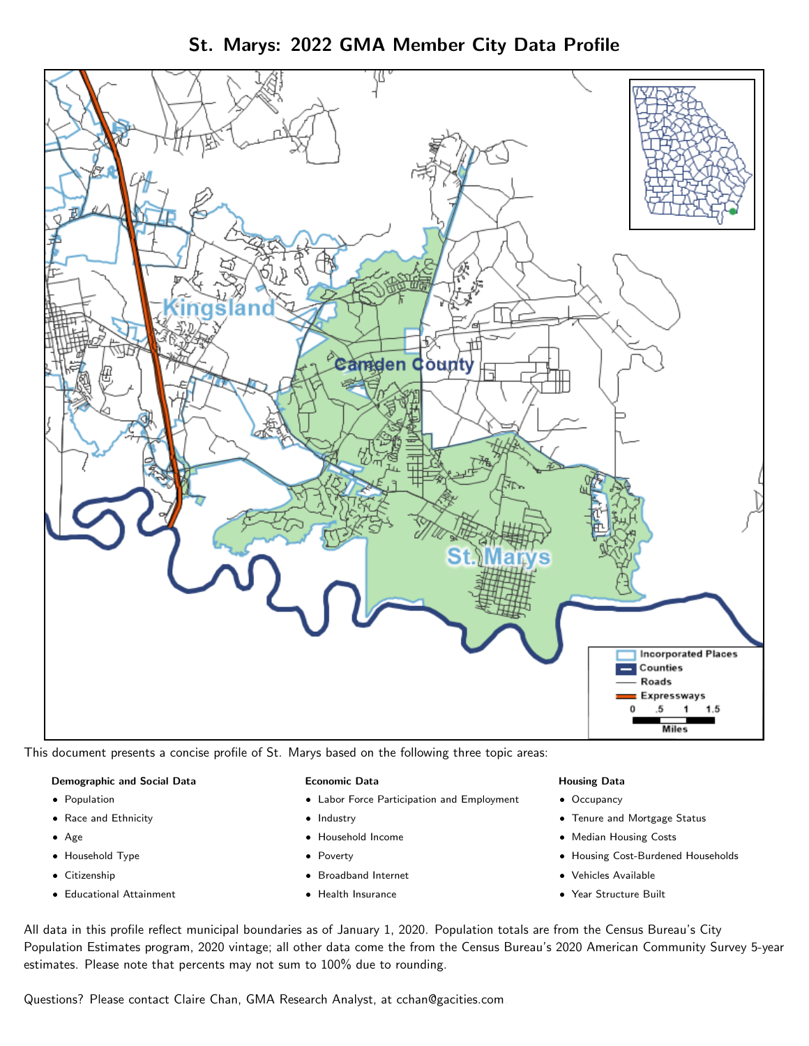# St. Marys: 2022 GMA Member City Data Profile

This document presents a concise profile of St. Marys based on the following three topic areas:

**Demographic and Social Data**

- Population
- Race and Ethnicity
- Age
- Household Type
- Citizenship
- Educational Attainment

**Economic Data**

- Labor Force Participation and Employment
- Industry
- Household Income
- Poverty
- Broadband Internet
- Health Insurance

**Housing Data**

- Occupancy
- Tenure and Mortgage Status
- Median Housing Costs
- Housing Cost-Burdened Households
- Vehicles Available
- Year Structure Built

All data in this profile reflect municipal boundaries as of January 1, 2020. Population totals are from the Census Bureau's City Population Estimates program, 2020 vintage; all other data come the from the Census Bureau's 2020 American Community Survey 5-year estimates. Please note that percents may not sum to 100% due to rounding.

Questions? Please contact Claire Chan, GMA Research Analyst, at cchan@gacities.com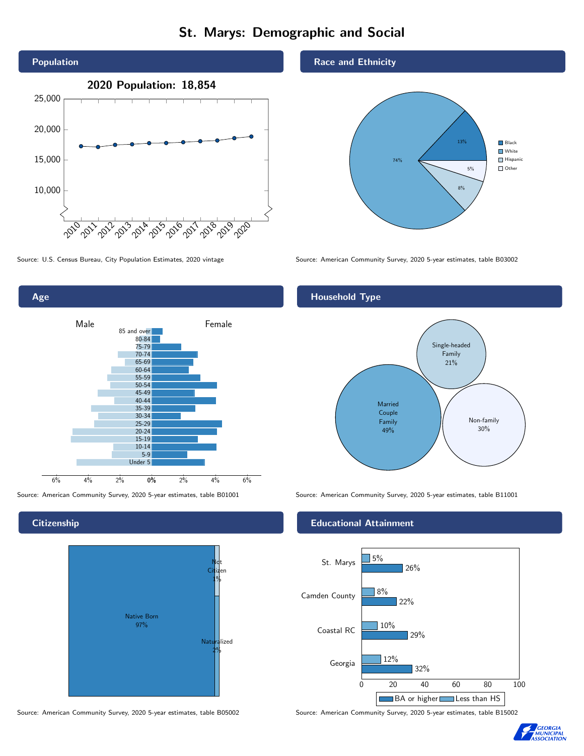# St. Marys: Demographic and Social

## Population

2020 Population: 18,854

Source: U.S. Census Bureau, City Population Estimates, 2020 vintage

## Race and Ethnicity

| Group | Percent |
|---|---|
| Black | 13% |
| White | 74% |
| Hispanic | 8% |
| Other | 5% |

Source: American Community Survey, 2020 5-year estimates, table B03002

## Age

Source: American Community Survey, 2020 5-year estimates, table B01001

## Household Type

| Type | Percent |
|---|---|
| Married Couple Family | 49% |
| Single-headed Family | 21% |
| Non-family | 30% |

Source: American Community Survey, 2020 5-year estimates, table B11001

## Citizenship

| Status | Percent |
|---|---|
| Native Born | 97% |
| Not Citizen | 1% |
| Naturalized | 2% |

Source: American Community Survey, 2020 5-year estimates, table B05002

## Educational Attainment

| Area | Less than HS | BA or higher |
|---|---|---|
| St. Marys | 5% | 26% |
| Camden County | 8% | 22% |
| Coastal RC | 10% | 29% |
| Georgia | 12% | 32% |

Source: American Community Survey, 2020 5-year estimates, table B15002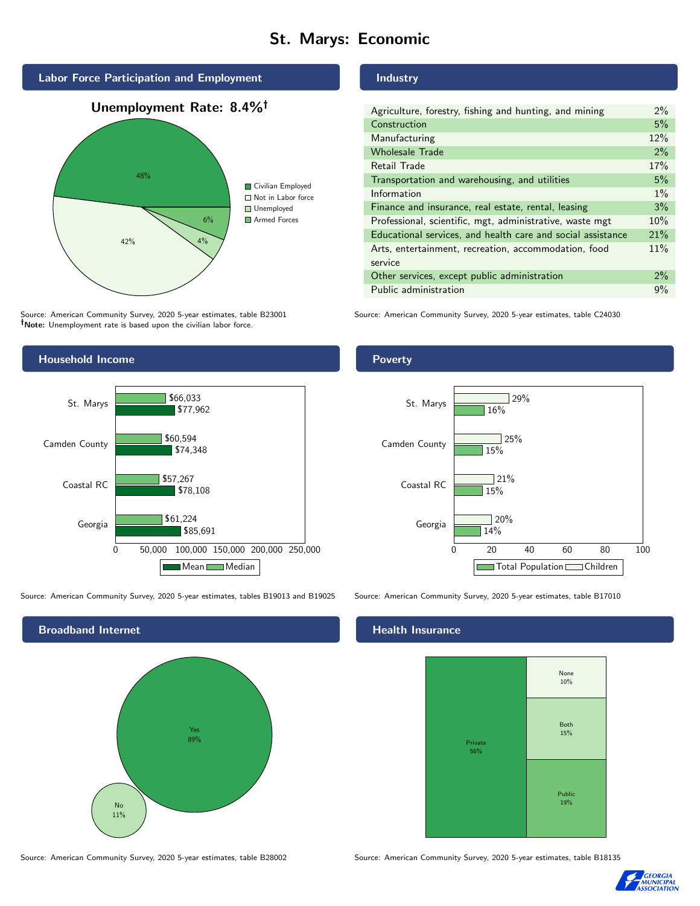# St. Marys: Economic

## Labor Force Participation and Employment

**Unemployment Rate: 8.4%†**

| Category | Percent |
|---|---|
| Civilian Employed | 48% |
| Not in Labor force | 42% |
| Unemployed | 4% |
| Armed Forces | 6% |

Source: American Community Survey, 2020 5-year estimates, table B23001
**†Note:** Unemployment rate is based upon the civilian labor force.

## Industry

| Industry | Percent |
|---|---|
| Agriculture, forestry, fishing and hunting, and mining | 2% |
| Construction | 5% |
| Manufacturing | 12% |
| Wholesale Trade | 2% |
| Retail Trade | 17% |
| Transportation and warehousing, and utilities | 5% |
| Information | 1% |
| Finance and insurance, real estate, rental, leasing | 3% |
| Professional, scientific, mgt, administrative, waste mgt | 10% |
| Educational services, and health care and social assistance | 21% |
| Arts, entertainment, recreation, accommodation, food service | 11% |
| Other services, except public administration | 2% |
| Public administration | 9% |

Source: American Community Survey, 2020 5-year estimates, table C24030

## Household Income

| | Median | Mean |
|---|---|---|
| St. Marys | $66,033 | $77,962 |
| Camden County | $60,594 | $74,348 |
| Coastal RC | $57,267 | $78,108 |
| Georgia | $61,224 | $85,691 |

Source: American Community Survey, 2020 5-year estimates, tables B19013 and B19025

## Poverty

| | Children | Total Population |
|---|---|---|
| St. Marys | 29% | 16% |
| Camden County | 25% | 15% |
| Coastal RC | 21% | 15% |
| Georgia | 20% | 14% |

Source: American Community Survey, 2020 5-year estimates, table B17010

## Broadband Internet

| | Percent |
|---|---|
| Yes | 89% |
| No | 11% |

Source: American Community Survey, 2020 5-year estimates, table B28002

## Health Insurance

| | Percent |
|---|---|
| Private | 56% |
| None | 10% |
| Both | 15% |
| Public | 19% |

Source: American Community Survey, 2020 5-year estimates, table B18135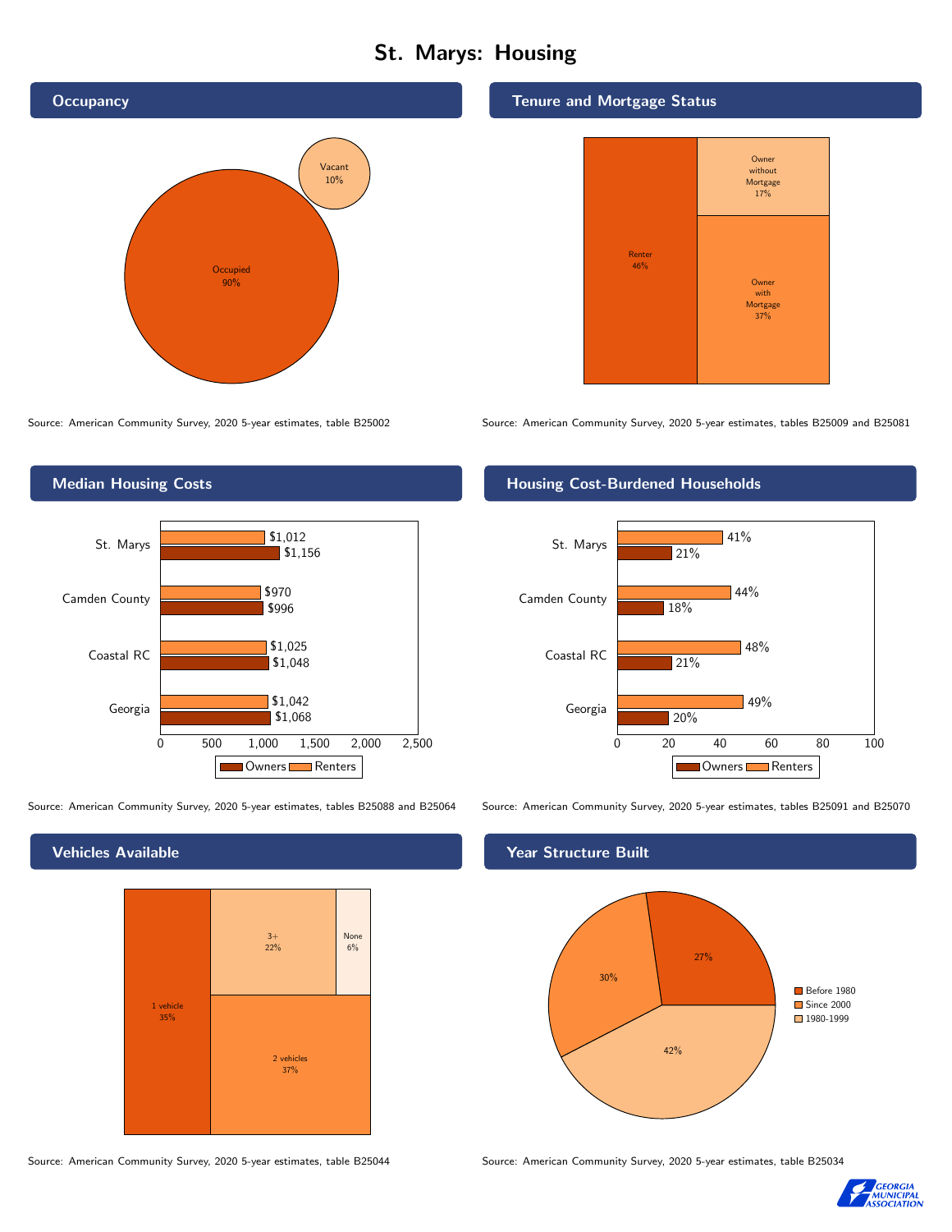# St. Marys: Housing

## Occupancy

Vacant
10%

Occupied
90%

Source: American Community Survey, 2020 5-year estimates, table B25002

## Tenure and Mortgage Status

Renter
46%

Owner without Mortgage
17%

Owner with Mortgage
37%

Source: American Community Survey, 2020 5-year estimates, tables B25009 and B25081

## Median Housing Costs

St. Marys
$1,012
$1,156

Camden County
$970
$996

Coastal RC
$1,025
$1,048

Georgia
$1,042
$1,068

0 500 1,000 1,500 2,000 2,500

Owners Renters

Source: American Community Survey, 2020 5-year estimates, tables B25088 and B25064

## Housing Cost-Burdened Households

St. Marys
41%
21%

Camden County
44%
18%

Coastal RC
48%
21%

Georgia
49%
20%

0 20 40 60 80 100

Owners Renters

Source: American Community Survey, 2020 5-year estimates, tables B25091 and B25070

## Vehicles Available

1 vehicle
35%

3+
22%

None
6%

2 vehicles
37%

Source: American Community Survey, 2020 5-year estimates, table B25044

## Year Structure Built

27%

30%

42%

Before 1980
Since 2000
1980-1999

Source: American Community Survey, 2020 5-year estimates, table B25034